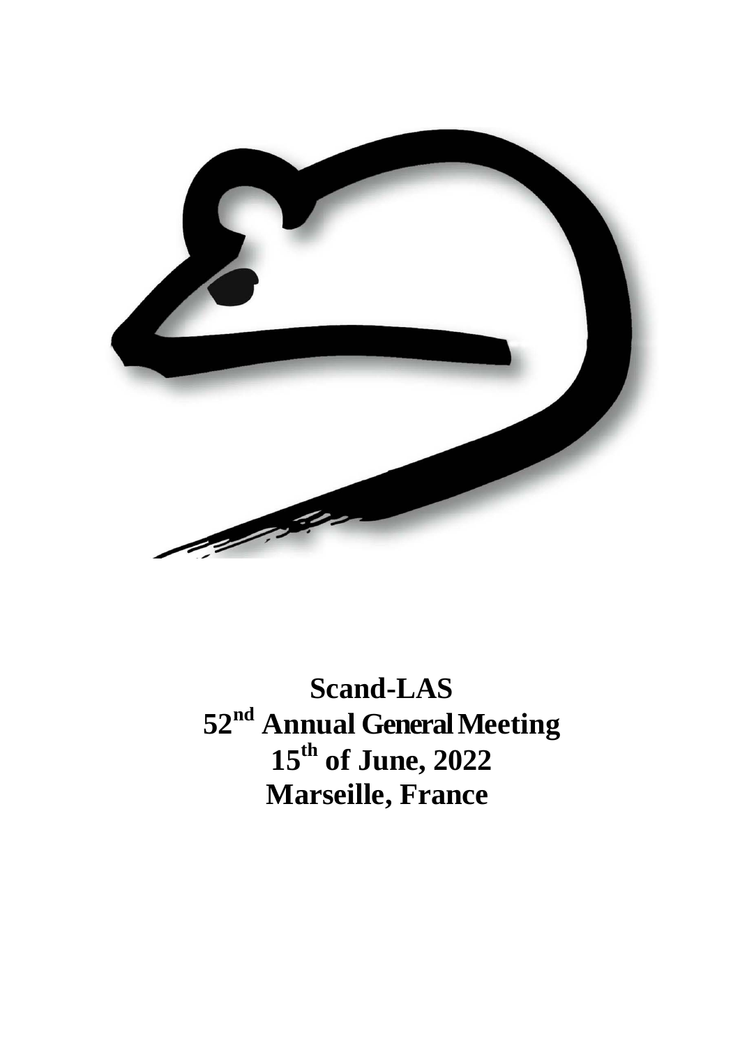# Scand-LAS

# 52nd Annual General Meeting

# 15th of June, 2022

# Marseille, France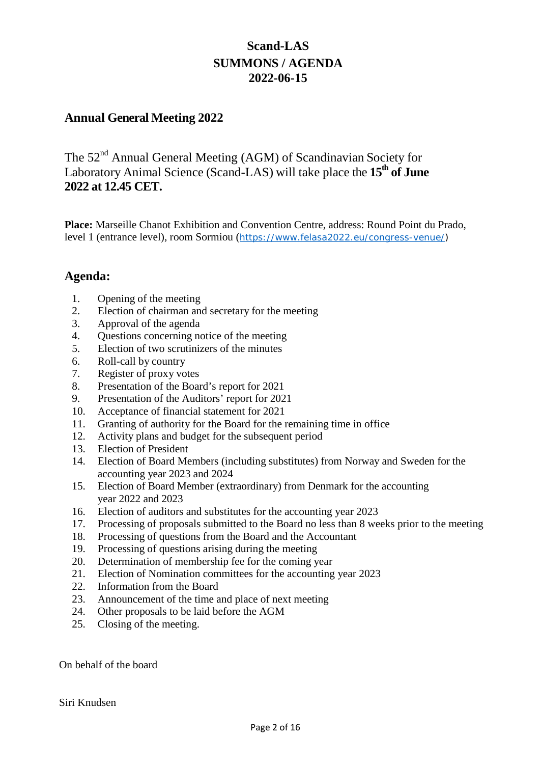# Scand-LAS
# SUMMONS / AGENDA
# 2022-06-15

## Annual General Meeting 2022

The 52nd Annual General Meeting (AGM) of Scandinavian Society for Laboratory Animal Science (Scand-LAS) will take place the **15th of June 2022 at 12.45 CET.**

**Place:** Marseille Chanot Exhibition and Convention Centre, address: Round Point du Prado, level 1 (entrance level), room Sormiou (https://www.felasa2022.eu/congress-venue/)

## Agenda:

1. Opening of the meeting
2. Election of chairman and secretary for the meeting
3. Approval of the agenda
4. Questions concerning notice of the meeting
5. Election of two scrutinizers of the minutes
6. Roll-call by country
7. Register of proxy votes
8. Presentation of the Board's report for 2021
9. Presentation of the Auditors' report for 2021
10. Acceptance of financial statement for 2021
11. Granting of authority for the Board for the remaining time in office
12. Activity plans and budget for the subsequent period
13. Election of President
14. Election of Board Members (including substitutes) from Norway and Sweden for the accounting year 2023 and 2024
15. Election of Board Member (extraordinary) from Denmark for the accounting year 2022 and 2023
16. Election of auditors and substitutes for the accounting year 2023
17. Processing of proposals submitted to the Board no less than 8 weeks prior to the meeting
18. Processing of questions from the Board and the Accountant
19. Processing of questions arising during the meeting
20. Determination of membership fee for the coming year
21. Election of Nomination committees for the accounting year 2023
22. Information from the Board
23. Announcement of the time and place of next meeting
24. Other proposals to be laid before the AGM
25. Closing of the meeting.

On behalf of the board

Siri Knudsen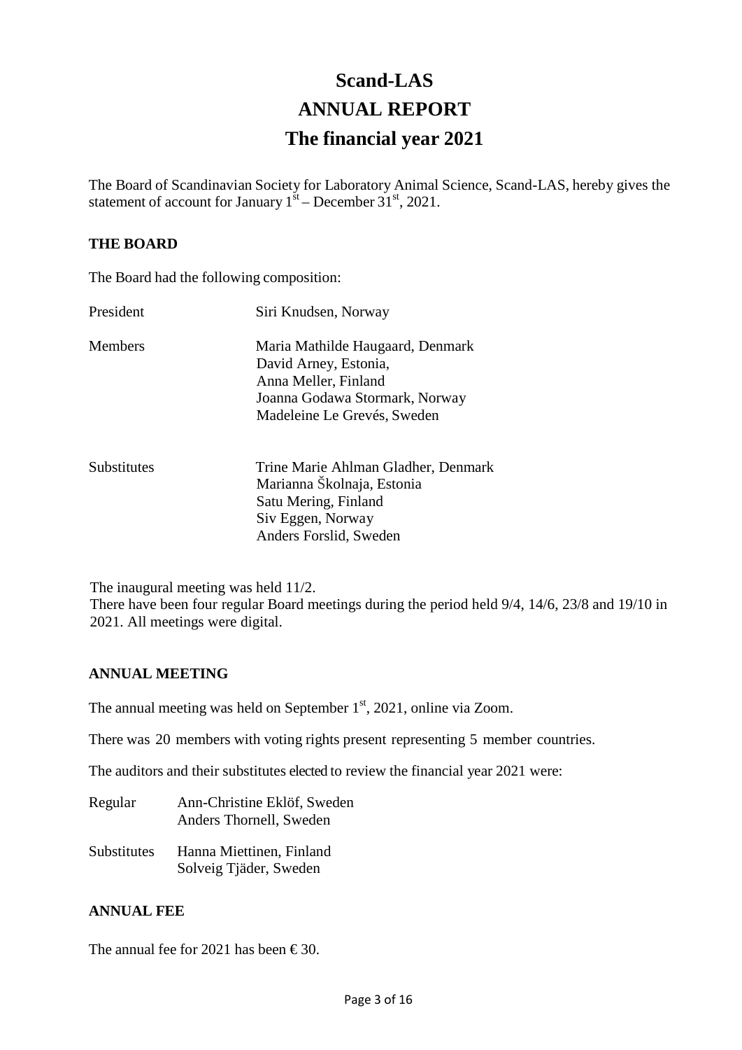# Scand-LAS

# ANNUAL REPORT

# The financial year 2021

The Board of Scandinavian Society for Laboratory Animal Science, Scand-LAS, hereby gives the statement of account for January 1st – December 31st, 2021.

## THE BOARD

The Board had the following composition:

| | |
|---|---|
| President | Siri Knudsen, Norway |
| Members | Maria Mathilde Haugaard, Denmark<br>David Arney, Estonia,<br>Anna Meller, Finland<br>Joanna Godawa Stormark, Norway<br>Madeleine Le Grevés, Sweden |
| Substitutes | Trine Marie Ahlman Gladher, Denmark<br>Marianna Školnaja, Estonia<br>Satu Mering, Finland<br>Siv Eggen, Norway<br>Anders Forslid, Sweden |

The inaugural meeting was held 11/2.
There have been four regular Board meetings during the period held 9/4, 14/6, 23/8 and 19/10 in 2021. All meetings were digital.

## ANNUAL MEETING

The annual meeting was held on September 1st, 2021, online via Zoom.

There was 20 members with voting rights present representing 5 member countries.

The auditors and their substitutes elected to review the financial year 2021 were:

| | |
|---|---|
| Regular | Ann-Christine Eklöf, Sweden<br>Anders Thornell, Sweden |
| Substitutes | Hanna Miettinen, Finland<br>Solveig Tjäder, Sweden |

## ANNUAL FEE

The annual fee for 2021 has been € 30.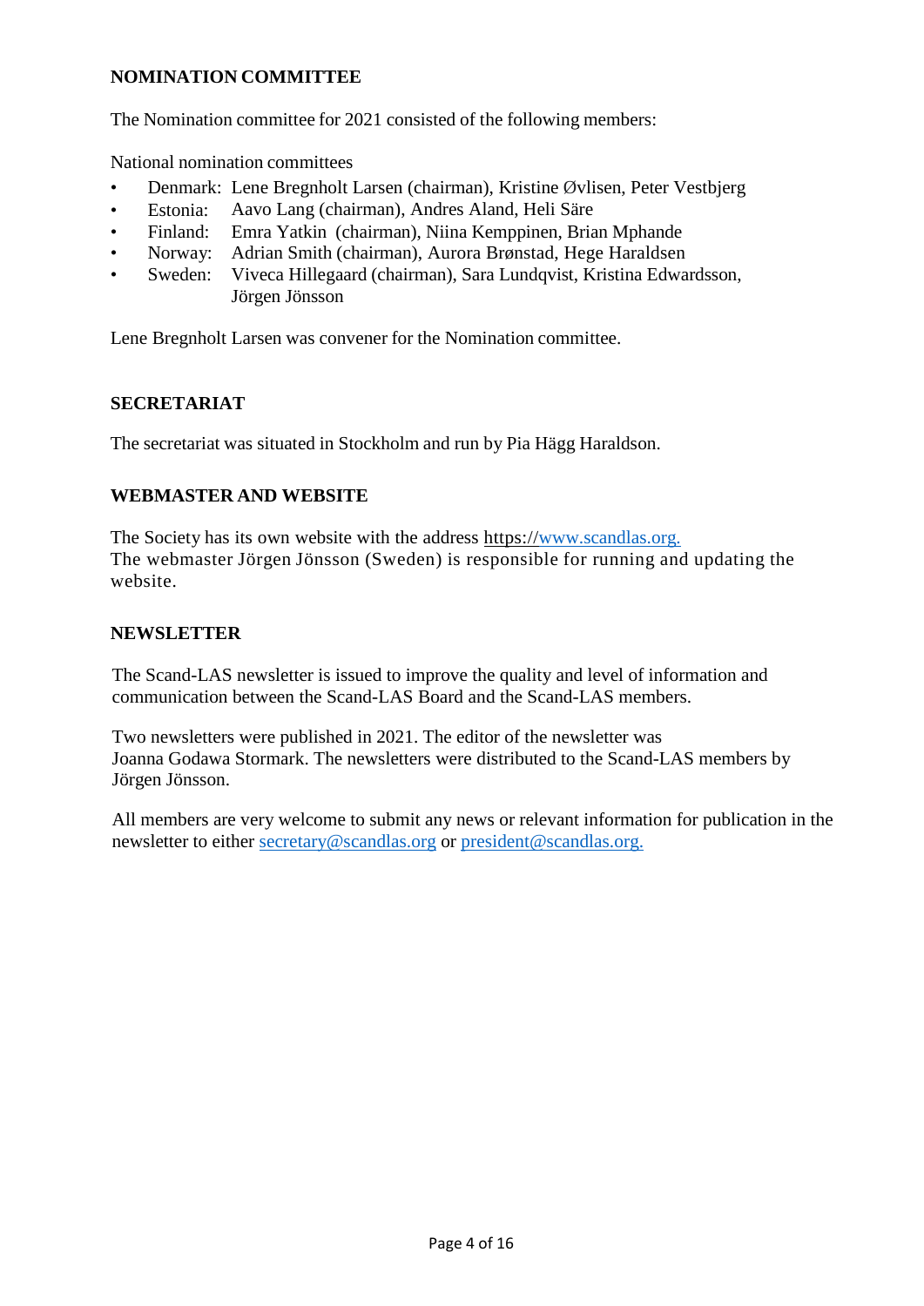## NOMINATION COMMITTEE

The Nomination committee for 2021 consisted of the following members:

National nomination committees

- Denmark: Lene Bregnholt Larsen (chairman), Kristine Øvlisen, Peter Vestbjerg
- Estonia: Aavo Lang (chairman), Andres Aland, Heli Säre
- Finland: Emra Yatkin (chairman), Niina Kemppinen, Brian Mphande
- Norway: Adrian Smith (chairman), Aurora Brønstad, Hege Haraldsen
- Sweden: Viveca Hillegaard (chairman), Sara Lundqvist, Kristina Edwardsson, Jörgen Jönsson

Lene Bregnholt Larsen was convener for the Nomination committee.

## SECRETARIAT

The secretariat was situated in Stockholm and run by Pia Hägg Haraldson.

## WEBMASTER AND WEBSITE

The Society has its own website with the address https://www.scandlas.org.
The webmaster Jörgen Jönsson (Sweden) is responsible for running and updating the website.

## NEWSLETTER

The Scand-LAS newsletter is issued to improve the quality and level of information and communication between the Scand-LAS Board and the Scand-LAS members.

Two newsletters were published in 2021. The editor of the newsletter was Joanna Godawa Stormark. The newsletters were distributed to the Scand-LAS members by Jörgen Jönsson.

All members are very welcome to submit any news or relevant information for publication in the newsletter to either secretary@scandlas.org or president@scandlas.org.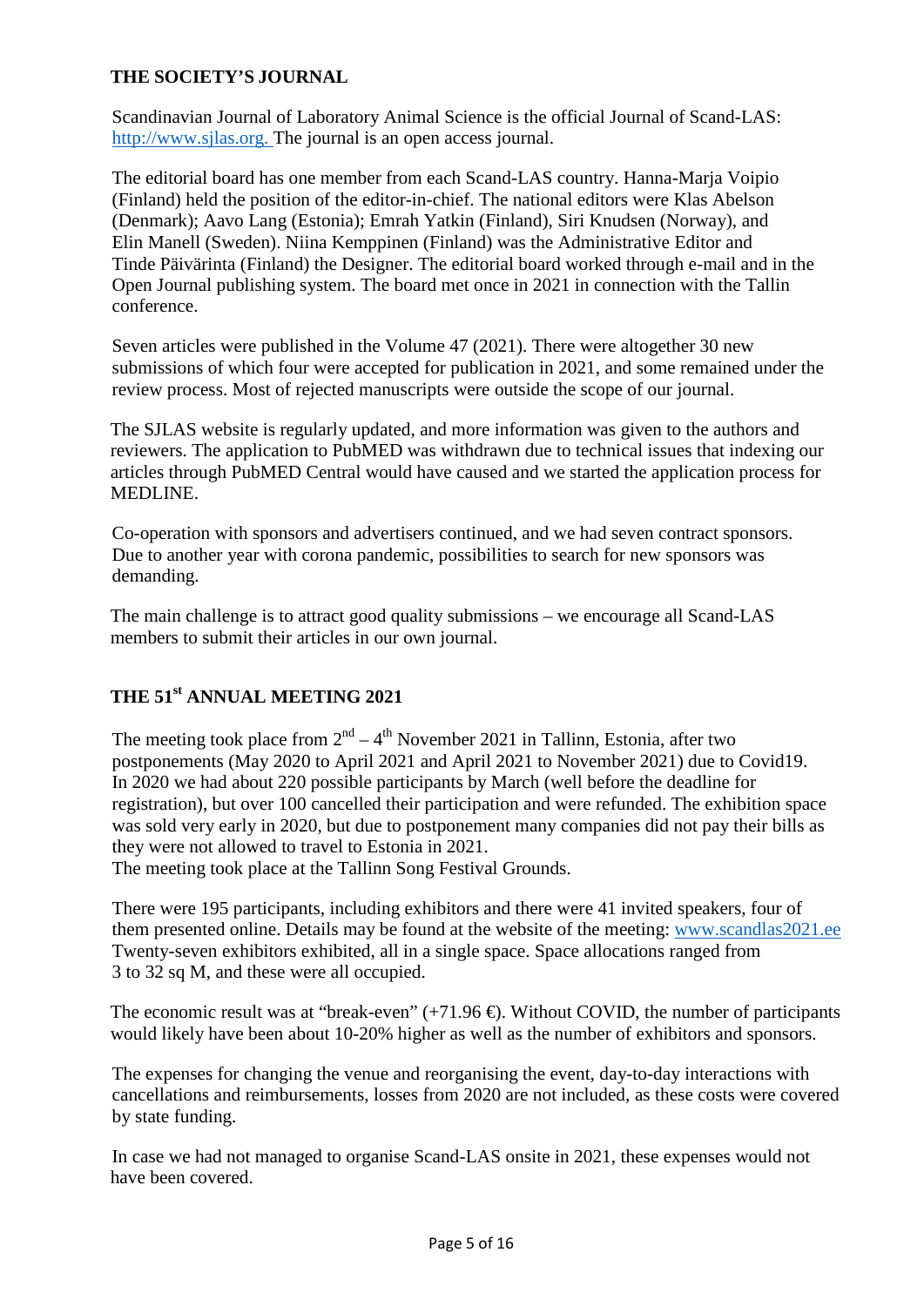## THE SOCIETY'S JOURNAL

Scandinavian Journal of Laboratory Animal Science is the official Journal of Scand-LAS: http://www.sjlas.org. The journal is an open access journal.

The editorial board has one member from each Scand-LAS country. Hanna-Marja Voipio (Finland) held the position of the editor-in-chief. The national editors were Klas Abelson (Denmark); Aavo Lang (Estonia); Emrah Yatkin (Finland), Siri Knudsen (Norway), and Elin Manell (Sweden). Niina Kemppinen (Finland) was the Administrative Editor and Tinde Päivärinta (Finland) the Designer. The editorial board worked through e-mail and in the Open Journal publishing system. The board met once in 2021 in connection with the Tallin conference.

Seven articles were published in the Volume 47 (2021). There were altogether 30 new submissions of which four were accepted for publication in 2021, and some remained under the review process. Most of rejected manuscripts were outside the scope of our journal.

The SJLAS website is regularly updated, and more information was given to the authors and reviewers. The application to PubMED was withdrawn due to technical issues that indexing our articles through PubMED Central would have caused and we started the application process for MEDLINE.

Co-operation with sponsors and advertisers continued, and we had seven contract sponsors. Due to another year with corona pandemic, possibilities to search for new sponsors was demanding.

The main challenge is to attract good quality submissions – we encourage all Scand-LAS members to submit their articles in our own journal.

## THE 51st ANNUAL MEETING 2021

The meeting took place from 2nd – 4th November 2021 in Tallinn, Estonia, after two postponements (May 2020 to April 2021 and April 2021 to November 2021) due to Covid19. In 2020 we had about 220 possible participants by March (well before the deadline for registration), but over 100 cancelled their participation and were refunded. The exhibition space was sold very early in 2020, but due to postponement many companies did not pay their bills as they were not allowed to travel to Estonia in 2021.
The meeting took place at the Tallinn Song Festival Grounds.

There were 195 participants, including exhibitors and there were 41 invited speakers, four of them presented online. Details may be found at the website of the meeting: www.scandlas2021.ee Twenty-seven exhibitors exhibited, all in a single space. Space allocations ranged from 3 to 32 sq M, and these were all occupied.

The economic result was at "break-even" (+71.96 €). Without COVID, the number of participants would likely have been about 10-20% higher as well as the number of exhibitors and sponsors.

The expenses for changing the venue and reorganising the event, day-to-day interactions with cancellations and reimbursements, losses from 2020 are not included, as these costs were covered by state funding.

In case we had not managed to organise Scand-LAS onsite in 2021, these expenses would not have been covered.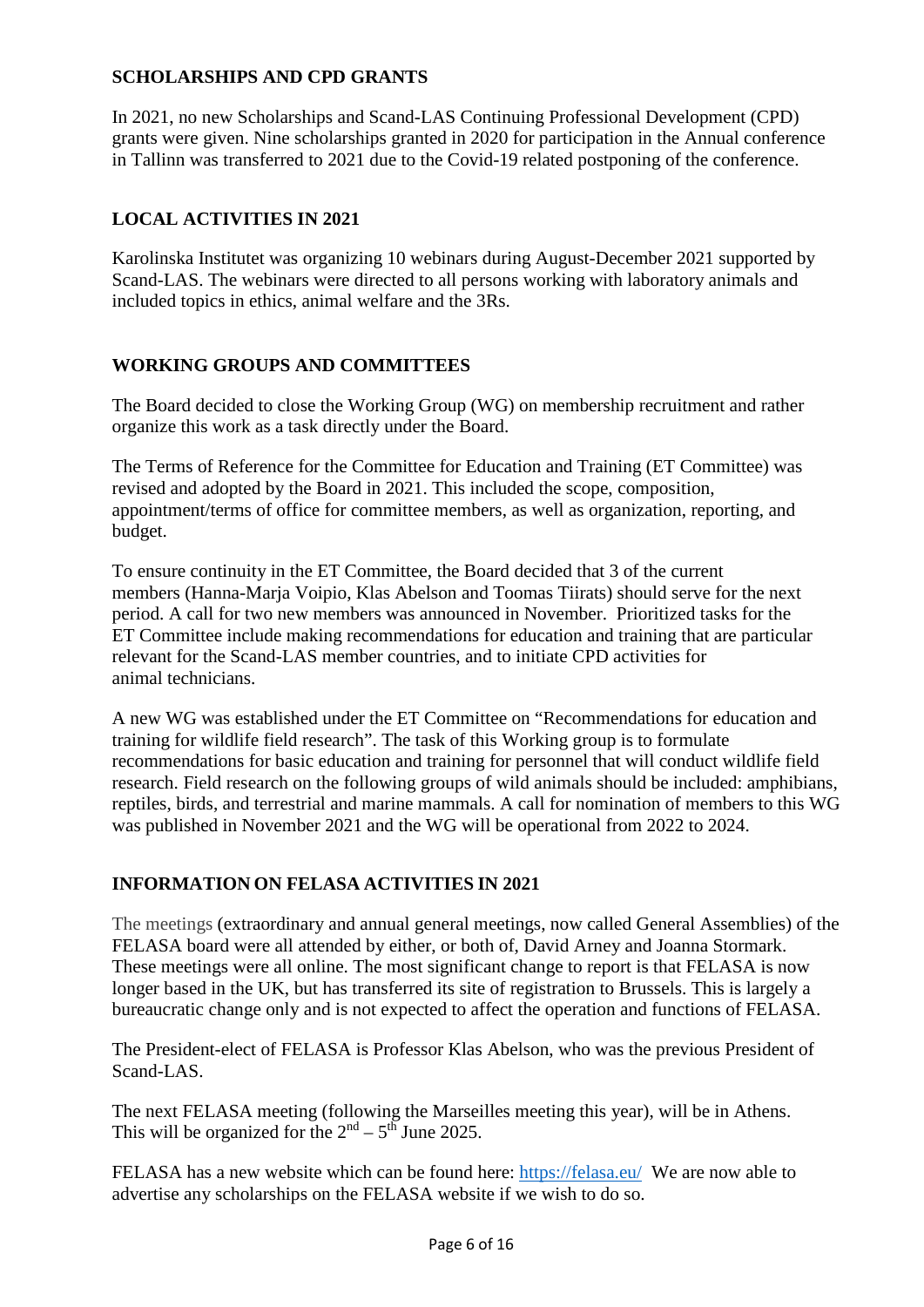## SCHOLARSHIPS AND CPD GRANTS

In 2021, no new Scholarships and Scand-LAS Continuing Professional Development (CPD) grants were given. Nine scholarships granted in 2020 for participation in the Annual conference in Tallinn was transferred to 2021 due to the Covid-19 related postponing of the conference.

## LOCAL ACTIVITIES IN 2021

Karolinska Institutet was organizing 10 webinars during August-December 2021 supported by Scand-LAS. The webinars were directed to all persons working with laboratory animals and included topics in ethics, animal welfare and the 3Rs.

## WORKING GROUPS AND COMMITTEES

The Board decided to close the Working Group (WG) on membership recruitment and rather organize this work as a task directly under the Board.

The Terms of Reference for the Committee for Education and Training (ET Committee) was revised and adopted by the Board in 2021. This included the scope, composition, appointment/terms of office for committee members, as well as organization, reporting, and budget.

To ensure continuity in the ET Committee, the Board decided that 3 of the current members (Hanna-Marja Voipio, Klas Abelson and Toomas Tiirats) should serve for the next period. A call for two new members was announced in November. Prioritized tasks for the ET Committee include making recommendations for education and training that are particular relevant for the Scand-LAS member countries, and to initiate CPD activities for animal technicians.

A new WG was established under the ET Committee on "Recommendations for education and training for wildlife field research". The task of this Working group is to formulate recommendations for basic education and training for personnel that will conduct wildlife field research. Field research on the following groups of wild animals should be included: amphibians, reptiles, birds, and terrestrial and marine mammals. A call for nomination of members to this WG was published in November 2021 and the WG will be operational from 2022 to 2024.

## INFORMATION ON FELASA ACTIVITIES IN 2021

The meetings (extraordinary and annual general meetings, now called General Assemblies) of the FELASA board were all attended by either, or both of, David Arney and Joanna Stormark. These meetings were all online. The most significant change to report is that FELASA is now longer based in the UK, but has transferred its site of registration to Brussels. This is largely a bureaucratic change only and is not expected to affect the operation and functions of FELASA.

The President-elect of FELASA is Professor Klas Abelson, who was the previous President of Scand-LAS.

The next FELASA meeting (following the Marseilles meeting this year), will be in Athens. This will be organized for the 2nd – 5th June 2025.

FELASA has a new website which can be found here: https://felasa.eu/ We are now able to advertise any scholarships on the FELASA website if we wish to do so.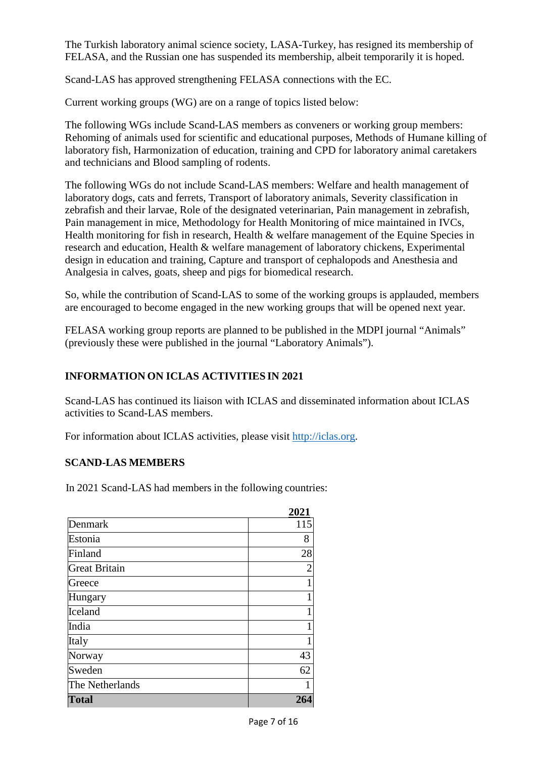The Turkish laboratory animal science society, LASA-Turkey, has resigned its membership of FELASA, and the Russian one has suspended its membership, albeit temporarily it is hoped.

Scand-LAS has approved strengthening FELASA connections with the EC.

Current working groups (WG) are on a range of topics listed below:

The following WGs include Scand-LAS members as conveners or working group members: Rehoming of animals used for scientific and educational purposes, Methods of Humane killing of laboratory fish, Harmonization of education, training and CPD for laboratory animal caretakers and technicians and Blood sampling of rodents.

The following WGs do not include Scand-LAS members: Welfare and health management of laboratory dogs, cats and ferrets, Transport of laboratory animals, Severity classification in zebrafish and their larvae, Role of the designated veterinarian, Pain management in zebrafish, Pain management in mice, Methodology for Health Monitoring of mice maintained in IVCs, Health monitoring for fish in research, Health & welfare management of the Equine Species in research and education, Health & welfare management of laboratory chickens, Experimental design in education and training, Capture and transport of cephalopods and Anesthesia and Analgesia in calves, goats, sheep and pigs for biomedical research.

So, while the contribution of Scand-LAS to some of the working groups is applauded, members are encouraged to become engaged in the new working groups that will be opened next year.

FELASA working group reports are planned to be published in the MDPI journal "Animals" (previously these were published in the journal "Laboratory Animals").

## INFORMATION ON ICLAS ACTIVITIES IN 2021

Scand-LAS has continued its liaison with ICLAS and disseminated information about ICLAS activities to Scand-LAS members.

For information about ICLAS activities, please visit http://iclas.org.

## SCAND-LAS MEMBERS

In 2021 Scand-LAS had members in the following countries:

| | 2021 |
|---|---|
| Denmark | 115 |
| Estonia | 8 |
| Finland | 28 |
| Great Britain | 2 |
| Greece | 1 |
| Hungary | 1 |
| Iceland | 1 |
| India | 1 |
| Italy | 1 |
| Norway | 43 |
| Sweden | 62 |
| The Netherlands | 1 |
| **Total** | **264** |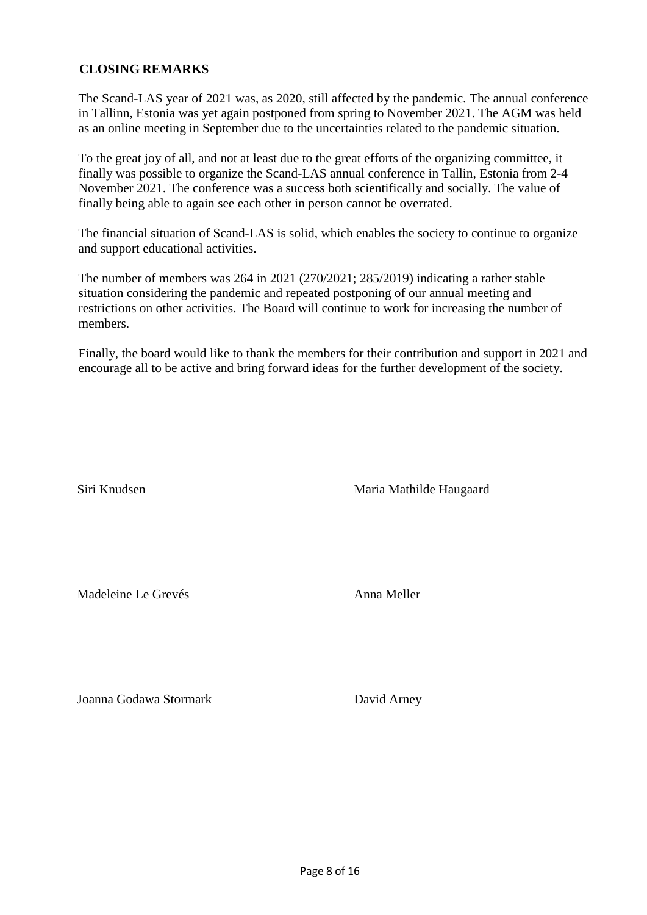## CLOSING REMARKS

The Scand-LAS year of 2021 was, as 2020, still affected by the pandemic. The annual conference in Tallinn, Estonia was yet again postponed from spring to November 2021. The AGM was held as an online meeting in September due to the uncertainties related to the pandemic situation.

To the great joy of all, and not at least due to the great efforts of the organizing committee, it finally was possible to organize the Scand-LAS annual conference in Tallin, Estonia from 2-4 November 2021. The conference was a success both scientifically and socially. The value of finally being able to again see each other in person cannot be overrated.

The financial situation of Scand-LAS is solid, which enables the society to continue to organize and support educational activities.

The number of members was 264 in 2021 (270/2021; 285/2019) indicating a rather stable situation considering the pandemic and repeated postponing of our annual meeting and restrictions on other activities. The Board will continue to work for increasing the number of members.

Finally, the board would like to thank the members for their contribution and support in 2021 and encourage all to be active and bring forward ideas for the further development of the society.

Siri Knudsen

Maria Mathilde Haugaard

Madeleine Le Grevés

Anna Meller

Joanna Godawa Stormark

David Arney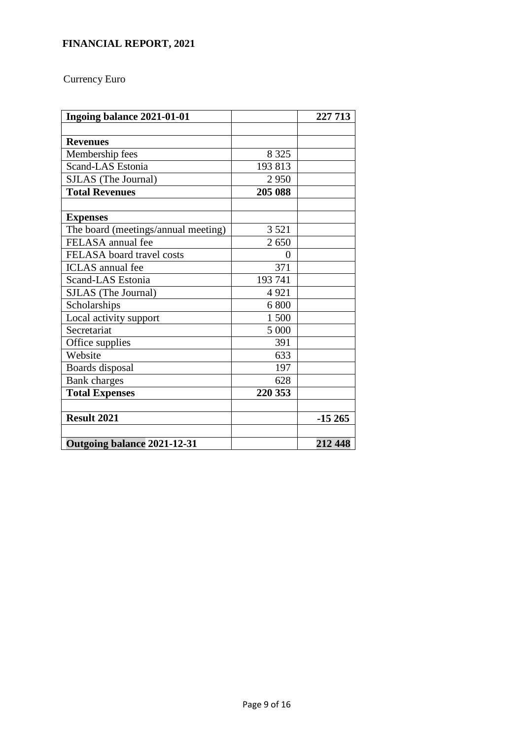**FINANCIAL REPORT, 2021**

Currency Euro

| **Ingoing balance 2021-01-01** | | **227 713** |
|---|---|---|
| | | |
| **Revenues** | | |
| Membership fees | 8 325 | |
| Scand-LAS Estonia | 193 813 | |
| SJLAS (The Journal) | 2 950 | |
| **Total Revenues** | **205 088** | |
| | | |
| **Expenses** | | |
| The board (meetings/annual meeting) | 3 521 | |
| FELASA annual fee | 2 650 | |
| FELASA board travel costs | 0 | |
| ICLAS annual fee | 371 | |
| Scand-LAS Estonia | 193 741 | |
| SJLAS (The Journal) | 4 921 | |
| Scholarships | 6 800 | |
| Local activity support | 1 500 | |
| Secretariat | 5 000 | |
| Office supplies | 391 | |
| Website | 633 | |
| Boards disposal | 197 | |
| Bank charges | 628 | |
| **Total Expenses** | **220 353** | |
| | | |
| **Result 2021** | | **-15 265** |
| | | |
| **Outgoing balance 2021-12-31** | | **212 448** |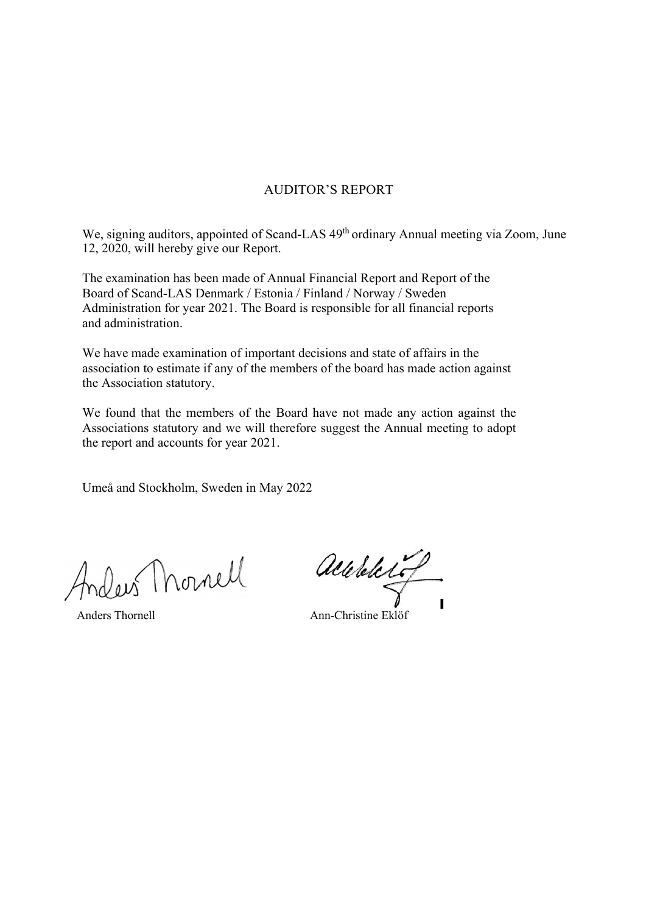# AUDITOR'S REPORT

We, signing auditors, appointed of Scand-LAS 49th ordinary Annual meeting via Zoom, June 12, 2020, will hereby give our Report.

The examination has been made of Annual Financial Report and Report of the Board of Scand-LAS Denmark / Estonia / Finland / Norway / Sweden Administration for year 2021. The Board is responsible for all financial reports and administration.

We have made examination of important decisions and state of affairs in the association to estimate if any of the members of the board has made action against the Association statutory.

We found that the members of the Board have not made any action against the Associations statutory and we will therefore suggest the Annual meeting to adopt the report and accounts for year 2021.

Umeå and Stockholm, Sweden in May 2022

Anders Thornell

Ann-Christine Eklöf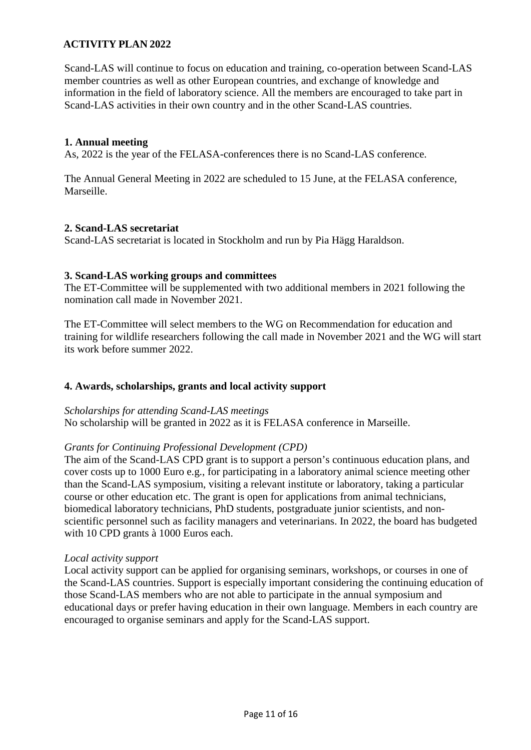## ACTIVITY PLAN 2022

Scand-LAS will continue to focus on education and training, co-operation between Scand-LAS member countries as well as other European countries, and exchange of knowledge and information in the field of laboratory science. All the members are encouraged to take part in Scand-LAS activities in their own country and in the other Scand-LAS countries.

### 1. Annual meeting

As, 2022 is the year of the FELASA-conferences there is no Scand-LAS conference.

The Annual General Meeting in 2022 are scheduled to 15 June, at the FELASA conference, Marseille.

### 2. Scand-LAS secretariat

Scand-LAS secretariat is located in Stockholm and run by Pia Hägg Haraldson.

### 3. Scand-LAS working groups and committees

The ET-Committee will be supplemented with two additional members in 2021 following the nomination call made in November 2021.

The ET-Committee will select members to the WG on Recommendation for education and training for wildlife researchers following the call made in November 2021 and the WG will start its work before summer 2022.

### 4. Awards, scholarships, grants and local activity support

*Scholarships for attending Scand-LAS meetings*
No scholarship will be granted in 2022 as it is FELASA conference in Marseille.

*Grants for Continuing Professional Development (CPD)*
The aim of the Scand-LAS CPD grant is to support a person's continuous education plans, and cover costs up to 1000 Euro e.g., for participating in a laboratory animal science meeting other than the Scand-LAS symposium, visiting a relevant institute or laboratory, taking a particular course or other education etc. The grant is open for applications from animal technicians, biomedical laboratory technicians, PhD students, postgraduate junior scientists, and non-scientific personnel such as facility managers and veterinarians. In 2022, the board has budgeted with 10 CPD grants à 1000 Euros each.

*Local activity support*
Local activity support can be applied for organising seminars, workshops, or courses in one of the Scand-LAS countries. Support is especially important considering the continuing education of those Scand-LAS members who are not able to participate in the annual symposium and educational days or prefer having education in their own language. Members in each country are encouraged to organise seminars and apply for the Scand-LAS support.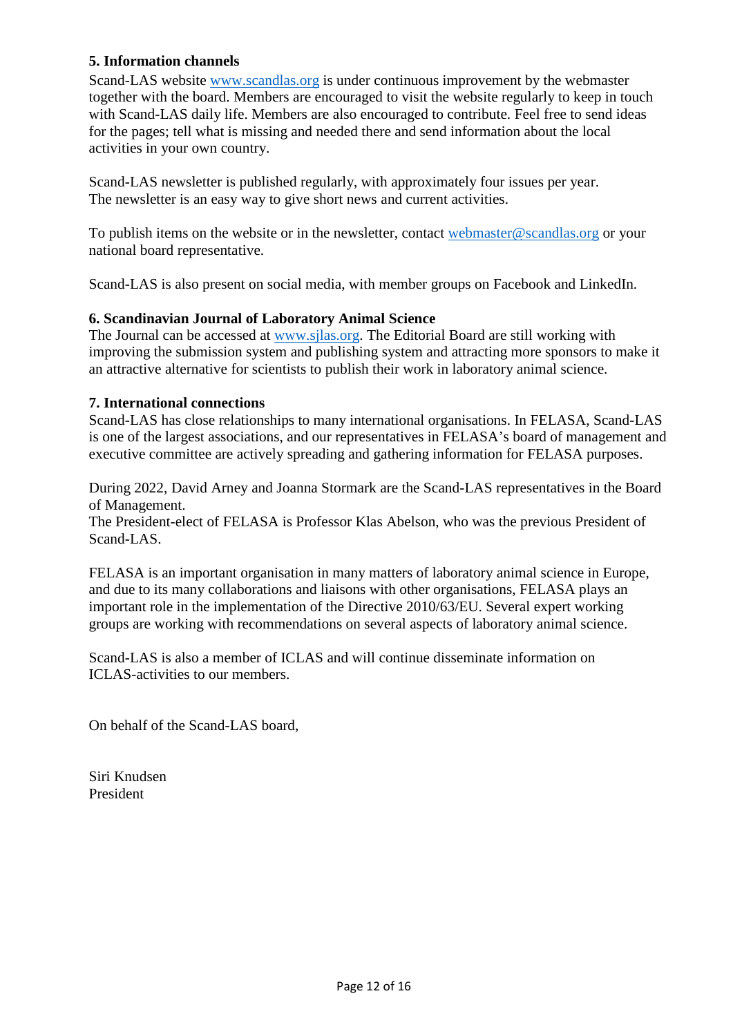**5. Information channels**

Scand-LAS website www.scandlas.org is under continuous improvement by the webmaster together with the board. Members are encouraged to visit the website regularly to keep in touch with Scand-LAS daily life. Members are also encouraged to contribute. Feel free to send ideas for the pages; tell what is missing and needed there and send information about the local activities in your own country.

Scand-LAS newsletter is published regularly, with approximately four issues per year. The newsletter is an easy way to give short news and current activities.

To publish items on the website or in the newsletter, contact webmaster@scandlas.org or your national board representative.

Scand-LAS is also present on social media, with member groups on Facebook and LinkedIn.

**6. Scandinavian Journal of Laboratory Animal Science**

The Journal can be accessed at www.sjlas.org. The Editorial Board are still working with improving the submission system and publishing system and attracting more sponsors to make it an attractive alternative for scientists to publish their work in laboratory animal science.

**7. International connections**

Scand-LAS has close relationships to many international organisations. In FELASA, Scand-LAS is one of the largest associations, and our representatives in FELASA's board of management and executive committee are actively spreading and gathering information for FELASA purposes.

During 2022, David Arney and Joanna Stormark are the Scand-LAS representatives in the Board of Management.
The President-elect of FELASA is Professor Klas Abelson, who was the previous President of Scand-LAS.

FELASA is an important organisation in many matters of laboratory animal science in Europe, and due to its many collaborations and liaisons with other organisations, FELASA plays an important role in the implementation of the Directive 2010/63/EU. Several expert working groups are working with recommendations on several aspects of laboratory animal science.

Scand-LAS is also a member of ICLAS and will continue disseminate information on ICLAS-activities to our members.

On behalf of the Scand-LAS board,

Siri Knudsen
President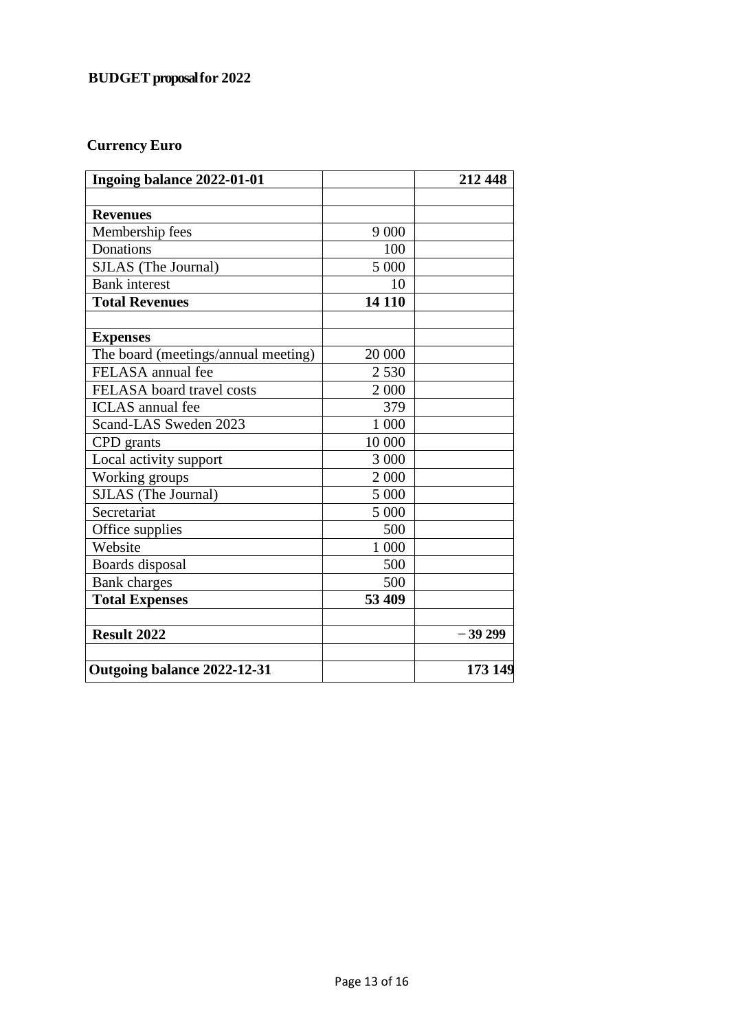**BUDGET proposal for 2022**

**Currency Euro**

| **Ingoing balance 2022-01-01** | | **212 448** |
|---|---|---|
| | | |
| **Revenues** | | |
| Membership fees | 9 000 | |
| Donations | 100 | |
| SJLAS (The Journal) | 5 000 | |
| Bank interest | 10 | |
| **Total Revenues** | **14 110** | |
| | | |
| **Expenses** | | |
| The board (meetings/annual meeting) | 20 000 | |
| FELASA annual fee | 2 530 | |
| FELASA board travel costs | 2 000 | |
| ICLAS annual fee | 379 | |
| Scand-LAS Sweden 2023 | 1 000 | |
| CPD grants | 10 000 | |
| Local activity support | 3 000 | |
| Working groups | 2 000 | |
| SJLAS (The Journal) | 5 000 | |
| Secretariat | 5 000 | |
| Office supplies | 500 | |
| Website | 1 000 | |
| Boards disposal | 500 | |
| Bank charges | 500 | |
| **Total Expenses** | **53 409** | |
| | | |
| **Result 2022** | | **− 39 299** |
| | | |
| **Outgoing balance 2022-12-31** | | **173 149** |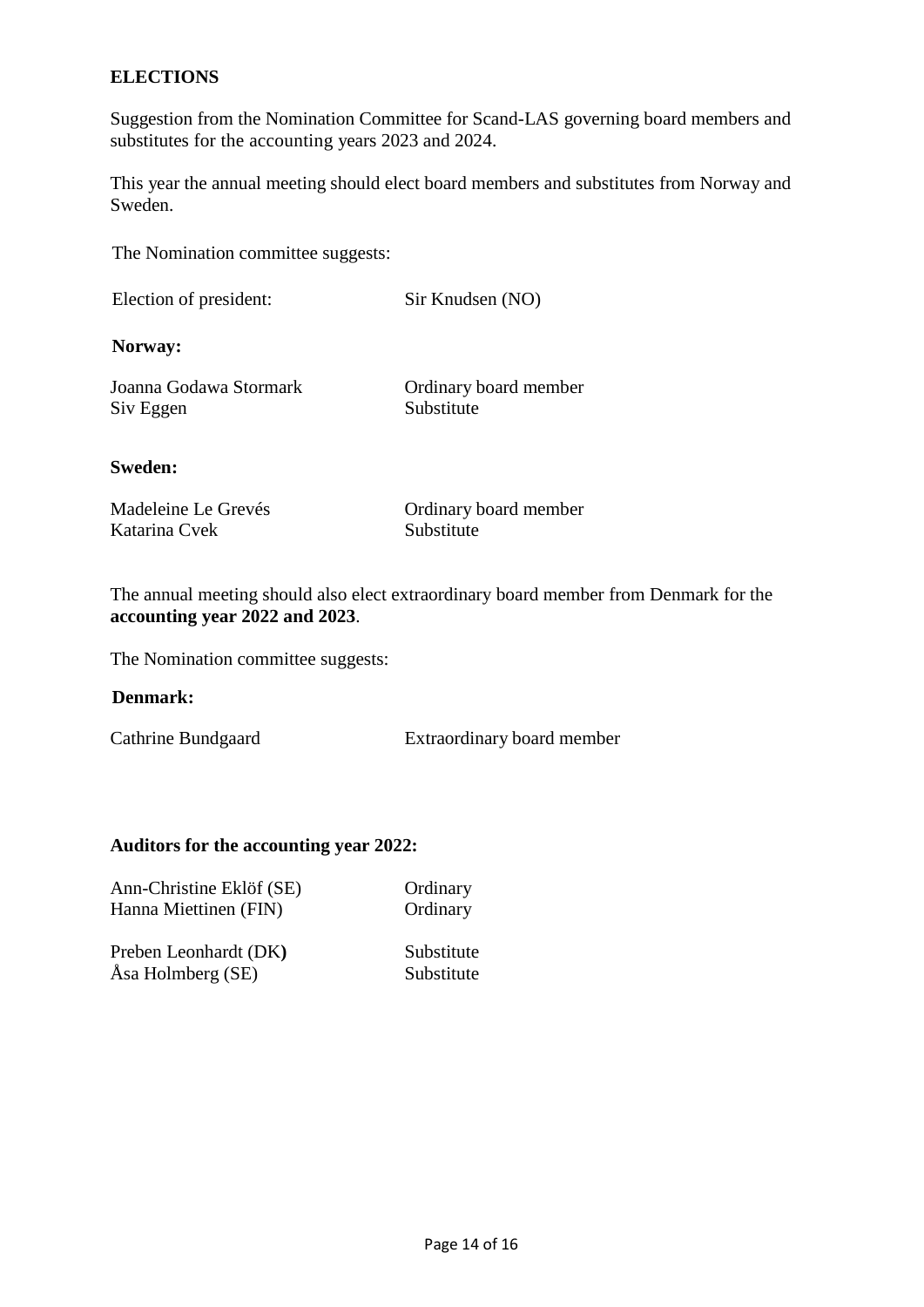## ELECTIONS

Suggestion from the Nomination Committee for Scand-LAS governing board members and substitutes for the accounting years 2023 and 2024.

This year the annual meeting should elect board members and substitutes from Norway and Sweden.

The Nomination committee suggests:

Election of president: Sir Knudsen (NO)

**Norway:**

| | |
|---|---|
| Joanna Godawa Stormark | Ordinary board member |
| Siv Eggen | Substitute |

**Sweden:**

| | |
|---|---|
| Madeleine Le Grevés | Ordinary board member |
| Katarina Cvek | Substitute |

The annual meeting should also elect extraordinary board member from Denmark for the **accounting year 2022 and 2023**.

The Nomination committee suggests:

**Denmark:**

| | |
|---|---|
| Cathrine Bundgaard | Extraordinary board member |

**Auditors for the accounting year 2022:**

| | |
|---|---|
| Ann-Christine Eklöf (SE) | Ordinary |
| Hanna Miettinen (FIN) | Ordinary |
| Preben Leonhardt (DK) | Substitute |
| Åsa Holmberg (SE) | Substitute |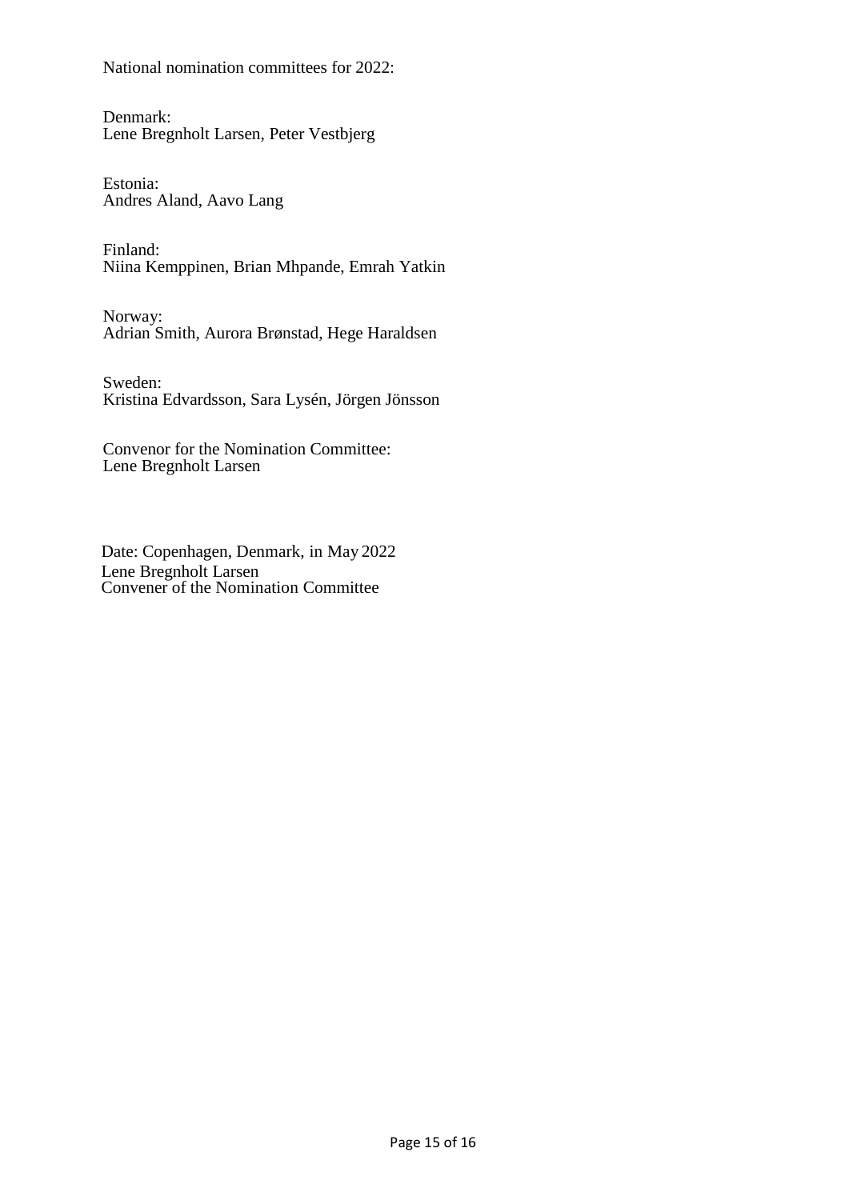National nomination committees for 2022:

Denmark:
Lene Bregnholt Larsen, Peter Vestbjerg

Estonia:
Andres Aland, Aavo Lang

Finland:
Niina Kemppinen, Brian Mhpande, Emrah Yatkin

Norway:
Adrian Smith, Aurora Brønstad, Hege Haraldsen

Sweden:
Kristina Edvardsson, Sara Lysén, Jörgen Jönsson

Convenor for the Nomination Committee:
Lene Bregnholt Larsen

Date: Copenhagen, Denmark, in May 2022
Lene Bregnholt Larsen
Convener of the Nomination Committee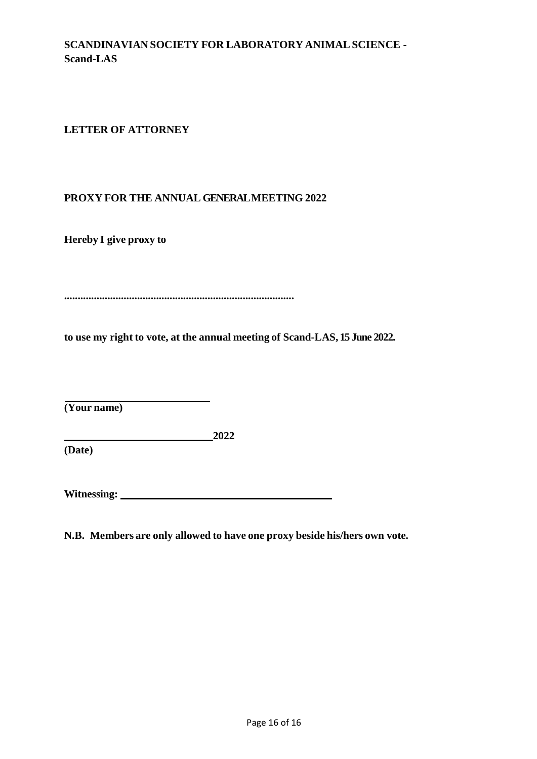**SCANDINAVIAN SOCIETY FOR LABORATORY ANIMAL SCIENCE - Scand-LAS**

**LETTER OF ATTORNEY**

**PROXY FOR THE ANNUAL GENERAL MEETING 2022**

**Hereby I give proxy to**

**.....................................................................................**

**to use my right to vote, at the annual meeting of Scand-LAS, 15 June 2022.**

______________________________
**(Your name)**

______________________________**2022**
**(Date)**

**Witnessing:** ________________________________________

**N.B. Members are only allowed to have one proxy beside his/hers own vote.**